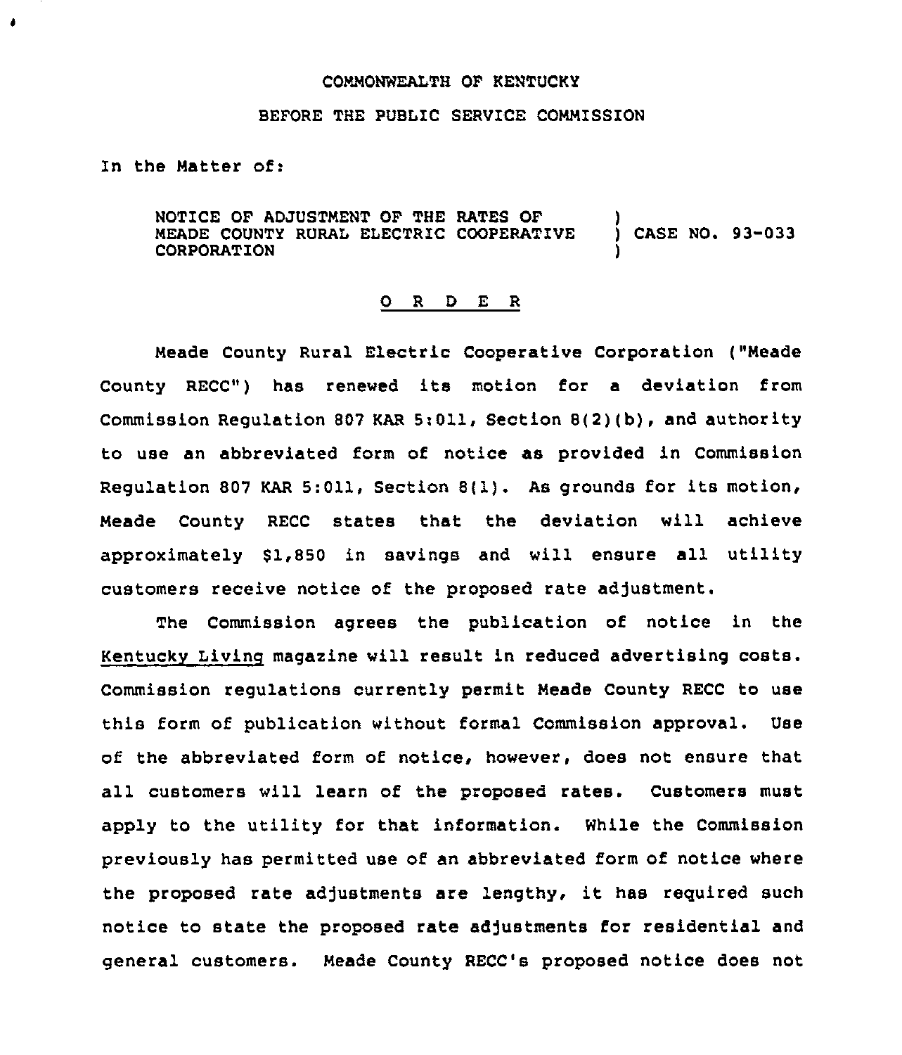COMMONWEALTH OF KENTUCKY

BEFORE THE PUBLIC SERVICE COMMISSION

In the Matter of:

NOTICE OF ADJUSTMENT OF THE RATES OF MEADE COUNTY RURAL ELECTRIC COOPERATIVE CORPORATION ) CASE NO. 93-033

# O R D E R

Meade County Rural Electric Cooperative Corporation ("Meade County RECC") has renewed its motion for a deviation from Commission Regulation 807 KAR 5:011, Section 8(2)(b), and authority to use an abbreviated form of notice as provided in Commission Regulation 807 KAR 5:011, Section 8(1). As grounds for its motion, Meade County RECC states that the deviation will achieve approximately $1,850 in savings and will ensure all utility customers receive notice of the proposed rate adjustment.

The Commission agrees the publication of notice in the Kentucky Living magazine will result in reduced advertising costs. Commission regulations currently permit Meade County RECC to use this form of publication without formal Commission approval. Use of the abbreviated form of notice, however, does not ensure that all customers will learn of the proposed rates. Customers must apply to the utility for that information. While the Commission previously has permitted use of an abbreviated form of notice where the proposed rate adjustments are lengthy, it has required such notice to state the proposed rate adjustments for residential and general customers. Meade County RECC's proposed notice does not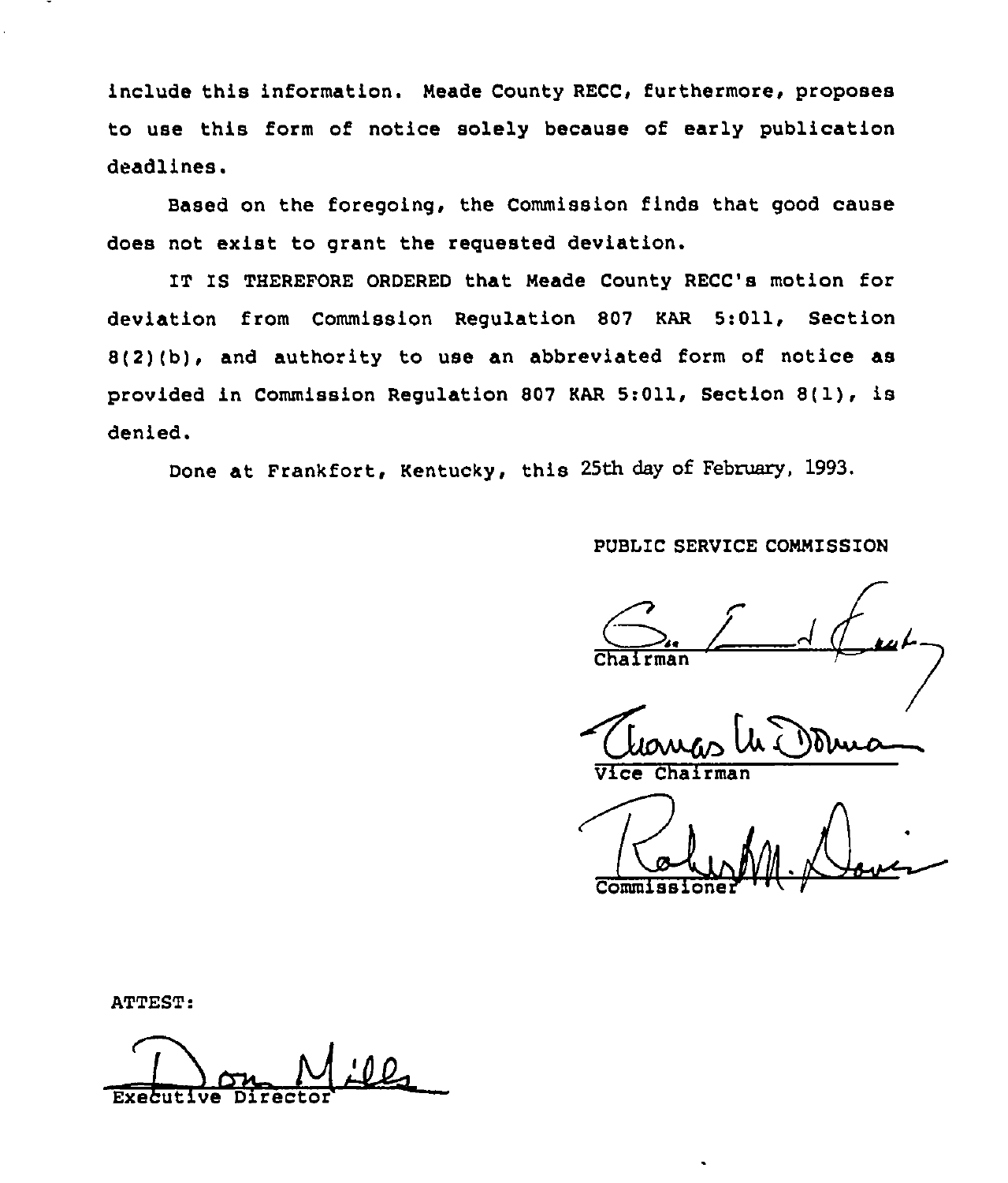include this information. Meade County RECC, furthermore, proposes to use this form of notice solely because of early publication deadlines.

Based on the foregoing, the Commission finds that good cause does not exist to grant the requested deviation.

IT IS THEREFORE ORDERED that Meade County RECC's motion for deviation from Commission Regulation 807 KAR 5:011, Section 8(2)(b), and authority to use an abbreviated form of notice as provided in Commission Regulation 807 KAR 5:011, Section 8(1), is denied.

Done at Frankfort, Kentucky, this 25th day of February, 1993.

PUBLIC SERVICE COMMISSION

Chairman

Vice Chairman

Commissioner

ATTEST:

Executive Director